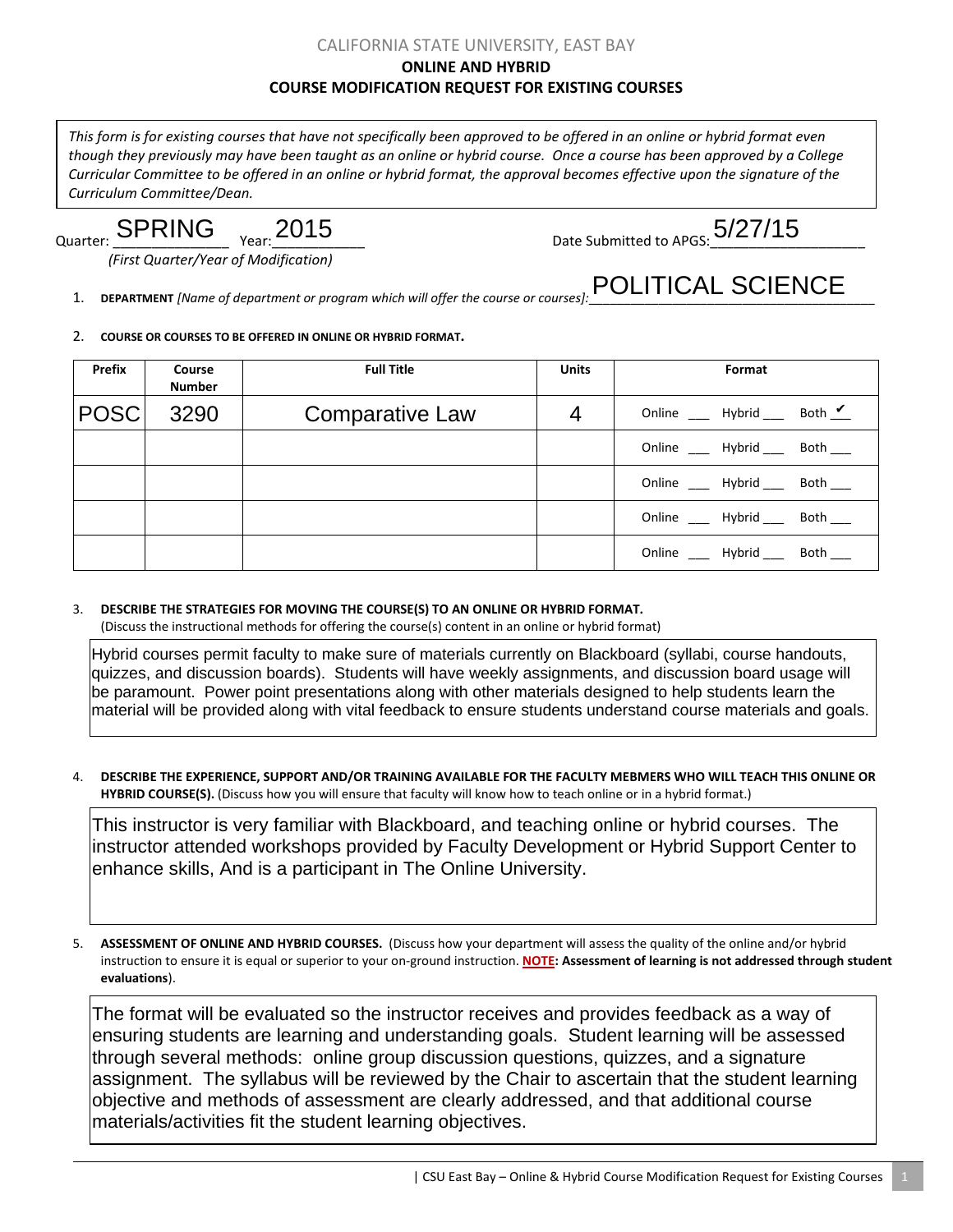CALIFORNIA STATE UNIVERSITY, EAST BAY

**ONLINE AND HYBRID**

**COURSE MODIFICATION REQUEST FOR EXISTING COURSES**

*This form is for existing courses that have not specifically been approved to be offered in an online or hybrid format even though they previously may have been taught as an online or hybrid course. Once a course has been approved by a College Curricular Committee to be offered in an online or hybrid format, the approval becomes effective upon the signature of the Curriculum Committee/Dean.*

Quarter: SPRING Year: 2015 Date Submitted to APGS: 5/27/15

*(First Quarter/Year of Modification)*

1. **DEPARTMENT** *[Name of department or program which will offer the course or courses]:* POLITICAL SCIENCE

2. **COURSE OR COURSES TO BE OFFERED IN ONLINE OR HYBRID FORMAT.**

| Prefix | Course Number | Full Title | Units | Format |
|---|---|---|---|---|
| POSC | 3290 | Comparative Law | 4 | Online ___ Hybrid ___ Both ✔ |
| | | | | Online ___ Hybrid ___ Both ___ |
| | | | | Online ___ Hybrid ___ Both ___ |
| | | | | Online ___ Hybrid ___ Both ___ |
| | | | | Online ___ Hybrid ___ Both ___ |

3. **DESCRIBE THE STRATEGIES FOR MOVING THE COURSE(S) TO AN ONLINE OR HYBRID FORMAT.**
(Discuss the instructional methods for offering the course(s) content in an online or hybrid format)

Hybrid courses permit faculty to make sure of materials currently on Blackboard (syllabi, course handouts, quizzes, and discussion boards). Students will have weekly assignments, and discussion board usage will be paramount. Power point presentations along with other materials designed to help students learn the material will be provided along with vital feedback to ensure students understand course materials and goals.

4. **DESCRIBE THE EXPERIENCE, SUPPORT AND/OR TRAINING AVAILABLE FOR THE FACULTY MEBMERS WHO WILL TEACH THIS ONLINE OR HYBRID COURSE(S).** (Discuss how you will ensure that faculty will know how to teach online or in a hybrid format.)

This instructor is very familiar with Blackboard, and teaching online or hybrid courses. The instructor attended workshops provided by Faculty Development or Hybrid Support Center to enhance skills, And is a participant in The Online University.

5. **ASSESSMENT OF ONLINE AND HYBRID COURSES.** (Discuss how your department will assess the quality of the online and/or hybrid instruction to ensure it is equal or superior to your on-ground instruction. **NOTE: Assessment of learning is not addressed through student evaluations**).

The format will be evaluated so the instructor receives and provides feedback as a way of ensuring students are learning and understanding goals. Student learning will be assessed through several methods: online group discussion questions, quizzes, and a signature assignment. The syllabus will be reviewed by the Chair to ascertain that the student learning objective and methods of assessment are clearly addressed, and that additional course materials/activities fit the student learning objectives.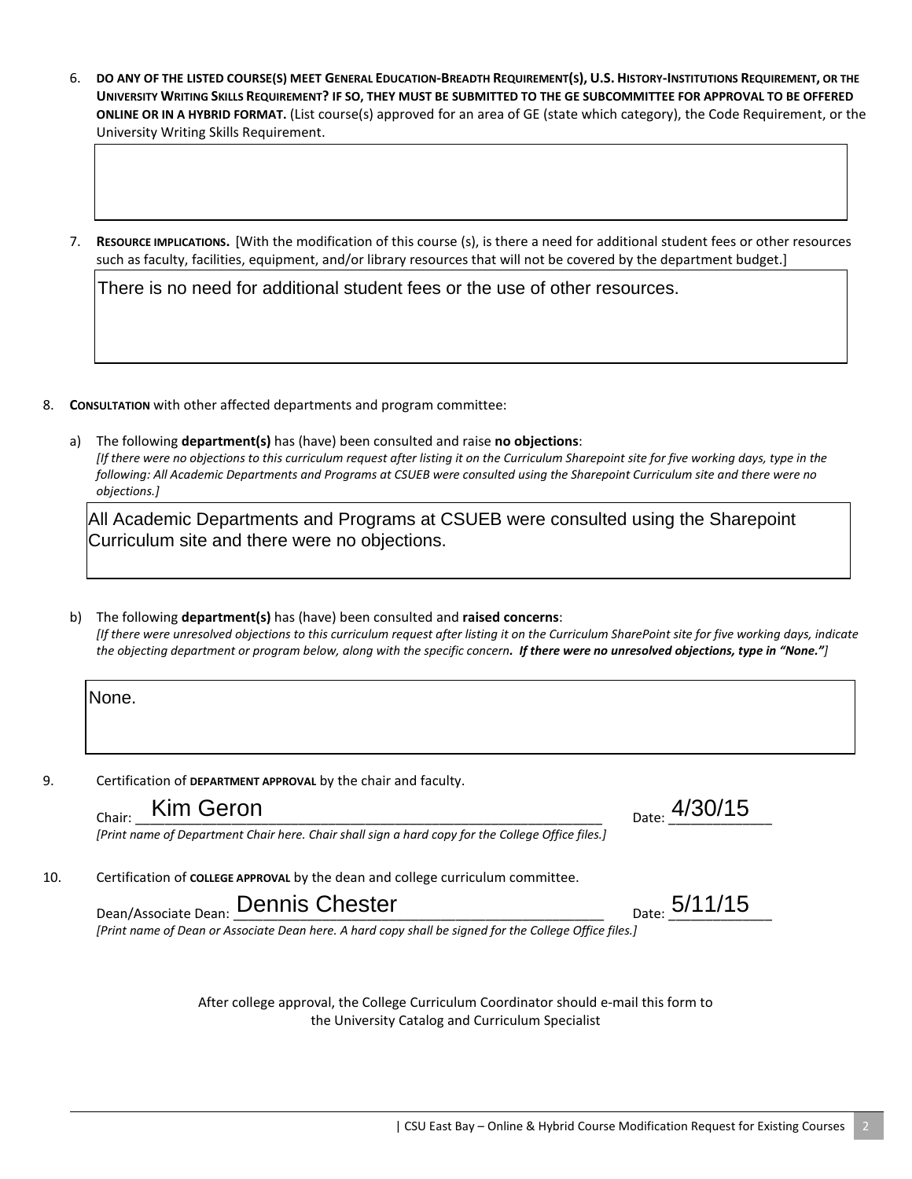6. **DO ANY OF THE LISTED COURSE(S) MEET GENERAL EDUCATION-BREADTH REQUIREMENT(S), U.S. HISTORY-INSTITUTIONS REQUIREMENT, OR THE UNIVERSITY WRITING SKILLS REQUIREMENT? IF SO, THEY MUST BE SUBMITTED TO THE GE SUBCOMMITTEE FOR APPROVAL TO BE OFFERED ONLINE OR IN A HYBRID FORMAT.** (List course(s) approved for an area of GE (state which category), the Code Requirement, or the University Writing Skills Requirement.

7. **RESOURCE IMPLICATIONS.** [With the modification of this course (s), is there a need for additional student fees or other resources such as faculty, facilities, equipment, and/or library resources that will not be covered by the department budget.]

   There is no need for additional student fees or the use of other resources.

8. **CONSULTATION** with other affected departments and program committee:

   a) The following **department(s)** has (have) been consulted and raise **no objections**:
   *[If there were no objections to this curriculum request after listing it on the Curriculum Sharepoint site for five working days, type in the following: All Academic Departments and Programs at CSUEB were consulted using the Sharepoint Curriculum site and there were no objections.]*

   All Academic Departments and Programs at CSUEB were consulted using the Sharepoint Curriculum site and there were no objections.

   b) The following **department(s)** has (have) been consulted and **raised concerns**:
   *[If there were unresolved objections to this curriculum request after listing it on the Curriculum SharePoint site for five working days, indicate the objecting department or program below, along with the specific concern. **If there were no unresolved objections, type in "None."**]*

   None.

9. Certification of **DEPARTMENT APPROVAL** by the chair and faculty.

   Chair: Kim Geron Date: 4/30/15
   *[Print name of Department Chair here. Chair shall sign a hard copy for the College Office files.]*

10. Certification of **COLLEGE APPROVAL** by the dean and college curriculum committee.

    Dean/Associate Dean: Dennis Chester Date: 5/11/15
    *[Print name of Dean or Associate Dean here. A hard copy shall be signed for the College Office files.]*

After college approval, the College Curriculum Coordinator should e-mail this form to the University Catalog and Curriculum Specialist